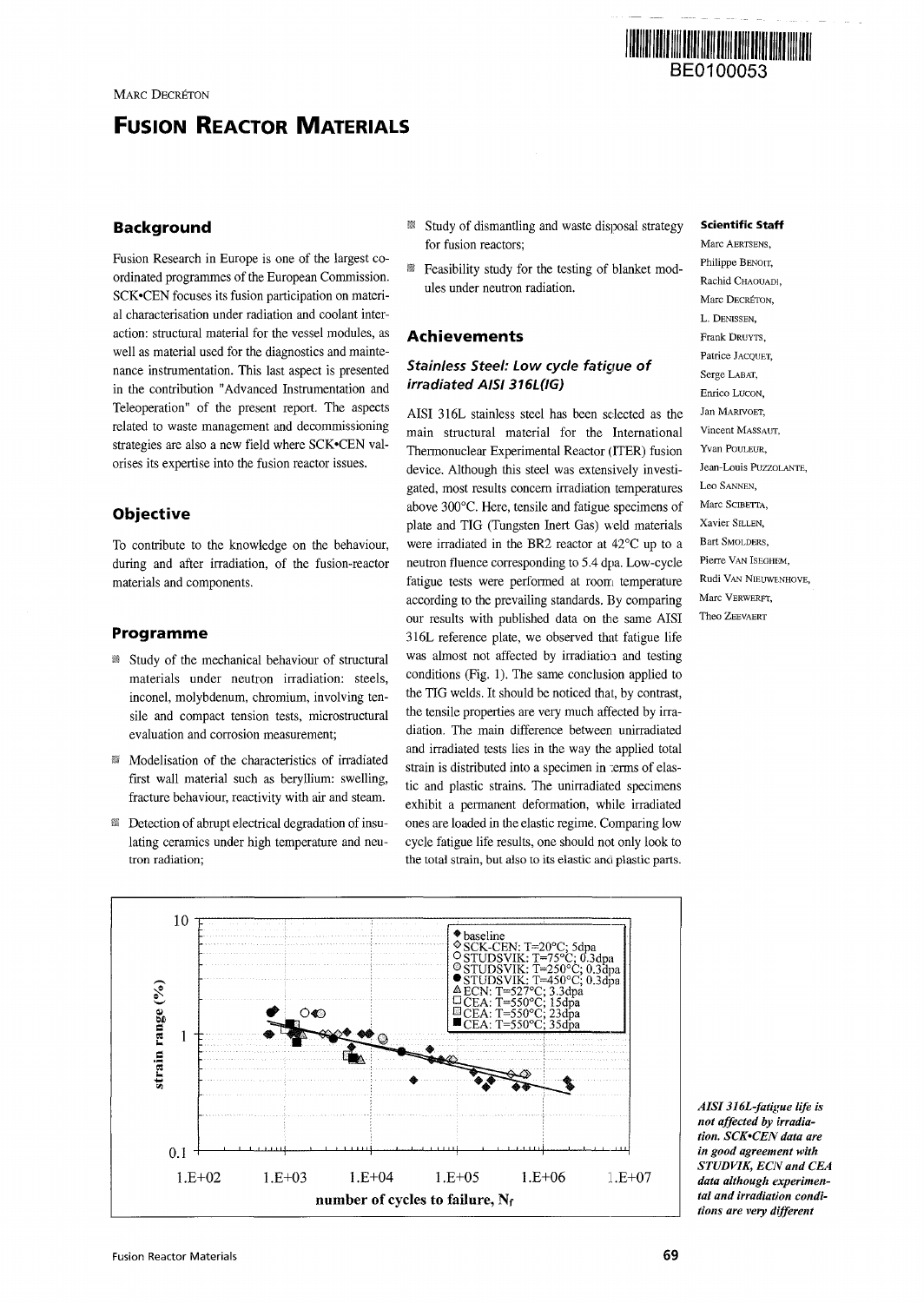BE0100053

Marc Decréton

# Fusion Reactor Materials

## Background

Fusion Research in Europe is one of the largest co-ordinated programmes of the European Commission. SCK•CEN focuses its fusion participation on material characterisation under radiation and coolant interaction: structural material for the vessel modules, as well as material used for the diagnostics and maintenance instrumentation. This last aspect is presented in the contribution "Advanced Instrumentation and Teleoperation" of the present report. The aspects related to waste management and decommissioning strategies are also a new field where SCK•CEN valorises its expertise into the fusion reactor issues.

## Objective

To contribute to the knowledge on the behaviour, during and after irradiation, of the fusion-reactor materials and components.

## Programme

- Study of the mechanical behaviour of structural materials under neutron irradiation: steels, inconel, molybdenum, chromium, involving tensile and compact tension tests, microstructural evaluation and corrosion measurement;
- Modelisation of the characteristics of irradiated first wall material such as beryllium: swelling, fracture behaviour, reactivity with air and steam.
- Detection of abrupt electrical degradation of insulating ceramics under high temperature and neutron radiation;
- Study of dismantling and waste disposal strategy for fusion reactors;
- Feasibility study for the testing of blanket modules under neutron radiation.

## Achievements

### *Stainless Steel: Low cycle fatigue of irradiated AISI 316L(IG)*

AISI 316L stainless steel has been selected as the main structural material for the International Thermonuclear Experimental Reactor (ITER) fusion device. Although this steel was extensively investigated, most results concern irradiation temperatures above 300°C. Here, tensile and fatigue specimens of plate and TIG (Tungsten Inert Gas) weld materials were irradiated in the BR2 reactor at 42°C up to a neutron fluence corresponding to 5.4 dpa. Low-cycle fatigue tests were performed at room temperature according to the prevailing standards. By comparing our results with published data on the same AISI 316L reference plate, we observed that fatigue life was almost not affected by irradiation and testing conditions (Fig. 1). The same conclusion applied to the TIG welds. It should be noticed that, by contrast, the tensile properties are very much affected by irradiation. The main difference between unirradiated and irradiated tests lies in the way the applied total strain is distributed into a specimen in terms of elastic and plastic strains. The unirradiated specimens exhibit a permanent deformation, while irradiated ones are loaded in the elastic regime. Comparing low cycle fatigue life results, one should not only look to the total strain, but also to its elastic and plastic parts.

**Scientific Staff**

Marc Aertsens, Philippe Benoit, Rachid Chaouadi, Marc Decréton, L. Denissen, Frank Druyts, Patrice Jacquet, Serge Labat, Enrico Lucon, Jan Marivoet, Vincent Massaut, Yvan Pouleur, Jean-Louis Puzzolante, Leo Sannen, Marc Scibetta, Xavier Sillen, Bart Smolders, Pierre Van Iseghem, Rudi Van Nieuwenhove, Marc Verwerft, Theo Zeevaert

*AISI 316L-fatigue life is not affected by irradiation. SCK•CEN data are in good agreement with STUDVIK, ECN and CEA data although experimental and irradiation conditions are very different*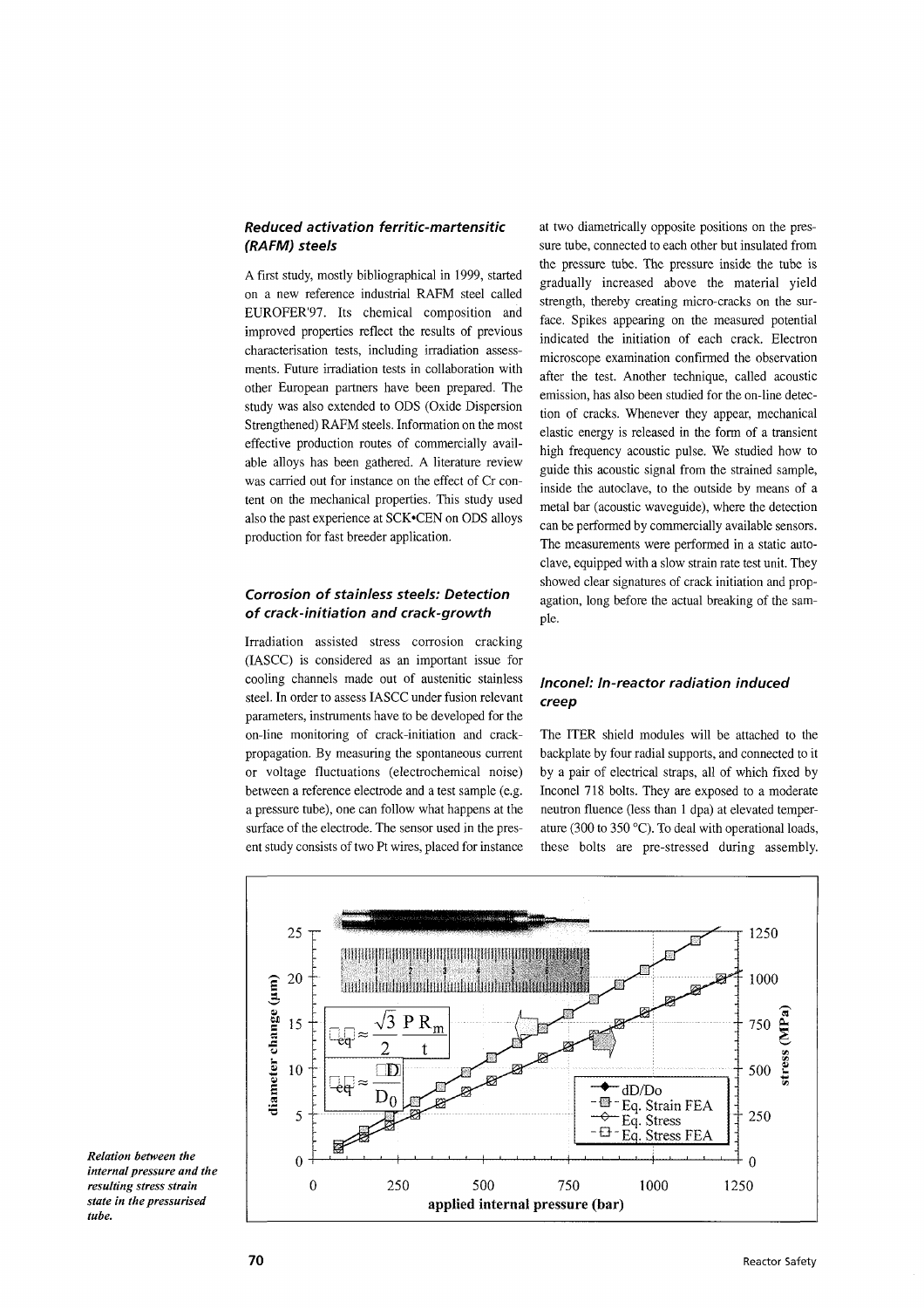### *Reduced activation ferritic-martensitic (RAFM) steels*

A first study, mostly bibliographical in 1999, started on a new reference industrial RAFM steel called EUROFER'97. Its chemical composition and improved properties reflect the results of previous characterisation tests, including irradiation assessments. Future irradiation tests in collaboration with other European partners have been prepared. The study was also extended to ODS (Oxide Dispersion Strengthened) RAFM steels. Information on the most effective production routes of commercially available alloys has been gathered. A literature review was carried out for instance on the effect of Cr content on the mechanical properties. This study used also the past experience at SCK•CEN on ODS alloys production for fast breeder application.

### *Corrosion of stainless steels: Detection of crack-initiation and crack-growth*

Irradiation assisted stress corrosion cracking (IASCC) is considered as an important issue for cooling channels made out of austenitic stainless steel. In order to assess IASCC under fusion relevant parameters, instruments have to be developed for the on-line monitoring of crack-initiation and crack-propagation. By measuring the spontaneous current or voltage fluctuations (electrochemical noise) between a reference electrode and a test sample (e.g. a pressure tube), one can follow what happens at the surface of the electrode. The sensor used in the present study consists of two Pt wires, placed for instance at two diametrically opposite positions on the pressure tube, connected to each other but insulated from the pressure tube. The pressure inside the tube is gradually increased above the material yield strength, thereby creating micro-cracks on the surface. Spikes appearing on the measured potential indicated the initiation of each crack. Electron microscope examination confirmed the observation after the test. Another technique, called acoustic emission, has also been studied for the on-line detection of cracks. Whenever they appear, mechanical elastic energy is released in the form of a transient high frequency acoustic pulse. We studied how to guide this acoustic signal from the strained sample, inside the autoclave, to the outside by means of a metal bar (acoustic waveguide), where the detection can be performed by commercially available sensors. The measurements were performed in a static autoclave, equipped with a slow strain rate test unit. They showed clear signatures of crack initiation and propagation, long before the actual breaking of the sample.

### *Inconel: In-reactor radiation induced creep*

The ITER shield modules will be attached to the backplate by four radial supports, and connected to it by a pair of electrical straps, all of which fixed by Inconel 718 bolts. They are exposed to a moderate neutron fluence (less than 1 dpa) at elevated temperature (300 to 350 °C). To deal with operational loads, these bolts are pre-stressed during assembly.

*Relation between the internal pressure and the resulting stress strain state in the pressurised tube.*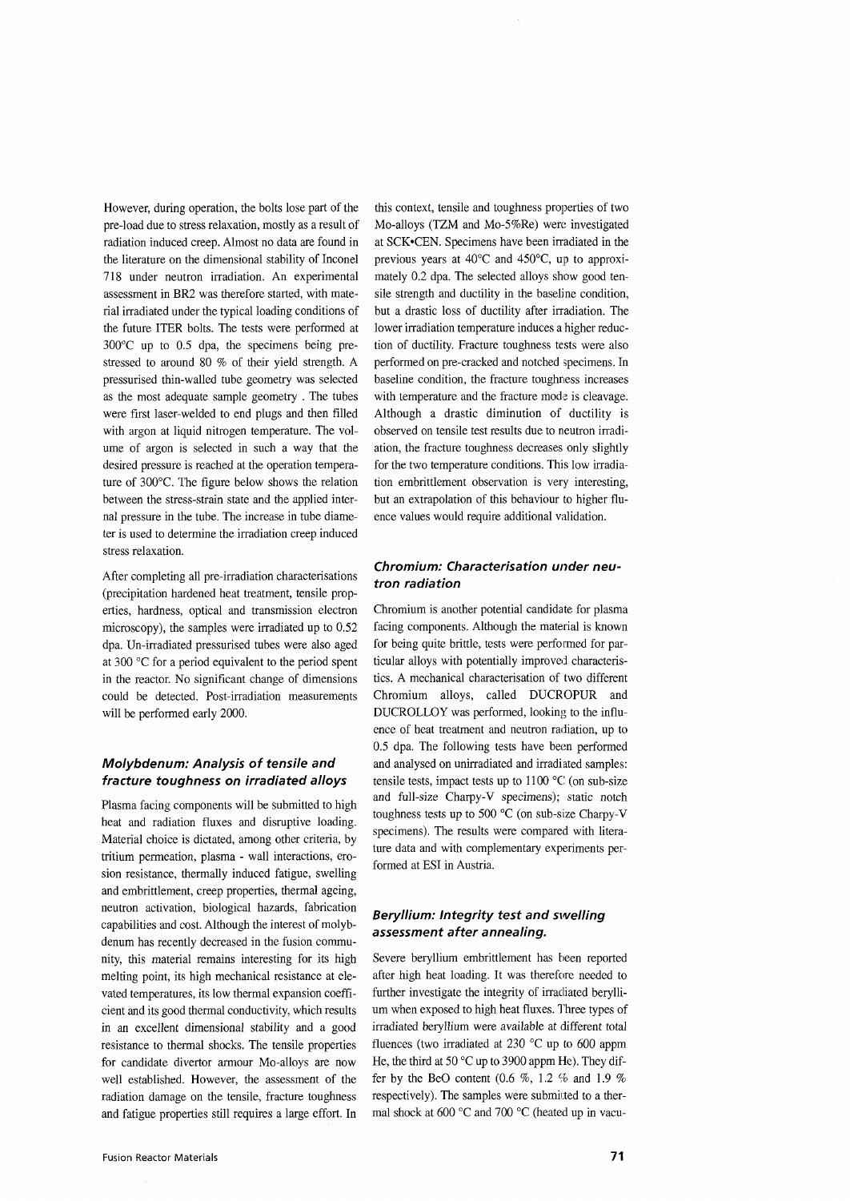However, during operation, the bolts lose part of the pre-load due to stress relaxation, mostly as a result of radiation induced creep. Almost no data are found in the literature on the dimensional stability of Inconel 718 under neutron irradiation. An experimental assessment in BR2 was therefore started, with material irradiated under the typical loading conditions of the future ITER bolts. The tests were performed at 300°C up to 0.5 dpa, the specimens being pre-stressed to around 80 % of their yield strength. A pressurised thin-walled tube geometry was selected as the most adequate sample geometry . The tubes were first laser-welded to end plugs and then filled with argon at liquid nitrogen temperature. The volume of argon is selected in such a way that the desired pressure is reached at the operation temperature of 300°C. The figure below shows the relation between the stress-strain state and the applied internal pressure in the tube. The increase in tube diameter is used to determine the irradiation creep induced stress relaxation.

After completing all pre-irradiation characterisations (precipitation hardened heat treatment, tensile properties, hardness, optical and transmission electron microscopy), the samples were irradiated up to 0.52 dpa. Un-irradiated pressurised tubes were also aged at 300 °C for a period equivalent to the period spent in the reactor. No significant change of dimensions could be detected. Post-irradiation measurements will be performed early 2000.

### *Molybdenum: Analysis of tensile and fracture toughness on irradiated alloys*

Plasma facing components will be submitted to high heat and radiation fluxes and disruptive loading. Material choice is dictated, among other criteria, by tritium permeation, plasma - wall interactions, erosion resistance, thermally induced fatigue, swelling and embrittlement, creep properties, thermal ageing, neutron activation, biological hazards, fabrication capabilities and cost. Although the interest of molybdenum has recently decreased in the fusion community, this material remains interesting for its high melting point, its high mechanical resistance at elevated temperatures, its low thermal expansion coefficient and its good thermal conductivity, which results in an excellent dimensional stability and a good resistance to thermal shocks. The tensile properties for candidate divertor armour Mo-alloys are now well established. However, the assessment of the radiation damage on the tensile, fracture toughness and fatigue properties still requires a large effort. In this context, tensile and toughness properties of two Mo-alloys (TZM and Mo-5%Re) were investigated at SCK•CEN. Specimens have been irradiated in the previous years at 40°C and 450°C, up to approximately 0.2 dpa. The selected alloys show good tensile strength and ductility in the baseline condition, but a drastic loss of ductility after irradiation. The lower irradiation temperature induces a higher reduction of ductility. Fracture toughness tests were also performed on pre-cracked and notched specimens. In baseline condition, the fracture toughness increases with temperature and the fracture mode is cleavage. Although a drastic diminution of ductility is observed on tensile test results due to neutron irradiation, the fracture toughness decreases only slightly for the two temperature conditions. This low irradiation embrittlement observation is very interesting, but an extrapolation of this behaviour to higher fluence values would require additional validation.

### *Chromium: Characterisation under neutron radiation*

Chromium is another potential candidate for plasma facing components. Although the material is known for being quite brittle, tests were performed for particular alloys with potentially improved characteristics. A mechanical characterisation of two different Chromium alloys, called DUCROPUR and DUCROLLOY was performed, looking to the influence of heat treatment and neutron radiation, up to 0.5 dpa. The following tests have been performed and analysed on unirradiated and irradiated samples: tensile tests, impact tests up to 1100 °C (on sub-size and full-size Charpy-V specimens); static notch toughness tests up to 500 °C (on sub-size Charpy-V specimens). The results were compared with literature data and with complementary experiments performed at ESI in Austria.

### *Beryllium: Integrity test and swelling assessment after annealing.*

Severe beryllium embrittlement has been reported after high heat loading. It was therefore needed to further investigate the integrity of irradiated beryllium when exposed to high heat fluxes. Three types of irradiated beryllium were available at different total fluences (two irradiated at 230 °C up to 600 appm He, the third at 50 °C up to 3900 appm He). They differ by the BeO content (0.6 %, 1.2 % and 1.9 % respectively). The samples were submitted to a thermal shock at 600 °C and 700 °C (heated up in vacu-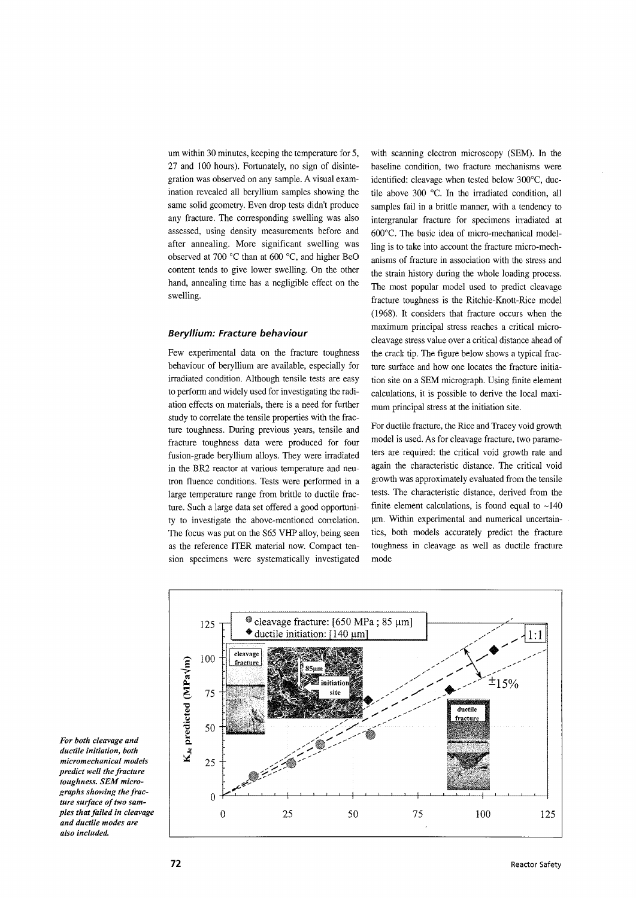um within 30 minutes, keeping the temperature for 5, 27 and 100 hours). Fortunately, no sign of disintegration was observed on any sample. A visual examination revealed all beryllium samples showing the same solid geometry. Even drop tests didn't produce any fracture. The corresponding swelling was also assessed, using density measurements before and after annealing. More significant swelling was observed at 700 °C than at 600 °C, and higher BeO content tends to give lower swelling. On the other hand, annealing time has a negligible effect on the swelling.

### *Beryllium: Fracture behaviour*

Few experimental data on the fracture toughness behaviour of beryllium are available, especially for irradiated condition. Although tensile tests are easy to perform and widely used for investigating the radiation effects on materials, there is a need for further study to correlate the tensile properties with the fracture toughness. During previous years, tensile and fracture toughness data were produced for four fusion-grade beryllium alloys. They were irradiated in the BR2 reactor at various temperature and neutron fluence conditions. Tests were performed in a large temperature range from brittle to ductile fracture. Such a large data set offered a good opportunity to investigate the above-mentioned correlation. The focus was put on the S65 VHP alloy, being seen as the reference ITER material now. Compact tension specimens were systematically investigated with scanning electron microscopy (SEM). In the baseline condition, two fracture mechanisms were identified: cleavage when tested below 300°C, ductile above 300 °C. In the irradiated condition, all samples fail in a brittle manner, with a tendency to intergranular fracture for specimens irradiated at 600°C. The basic idea of micro-mechanical modelling is to take into account the fracture micro-mechanisms of fracture in association with the stress and the strain history during the whole loading process. The most popular model used to predict cleavage fracture toughness is the Ritchie-Knott-Rice model (1968). It considers that fracture occurs when the maximum principal stress reaches a critical micro-cleavage stress value over a critical distance ahead of the crack tip. The figure below shows a typical fracture surface and how one locates the fracture initiation site on a SEM micrograph. Using finite element calculations, it is possible to derive the local maximum principal stress at the initiation site.

For ductile fracture, the Rice and Tracey void growth model is used. As for cleavage fracture, two parameters are required: the critical void growth rate and again the characteristic distance. The critical void growth was approximately evaluated from the tensile tests. The characteristic distance, derived from the finite element calculations, is found equal to ~140 µm. Within experimental and numerical uncertainties, both models accurately predict the fracture toughness in cleavage as well as ductile fracture mode

*For both cleavage and ductile initiation, both micromechanical models predict well the fracture toughness. SEM micrographs showing the fracture surface of two samples that failed in cleavage and ductile modes are also included.*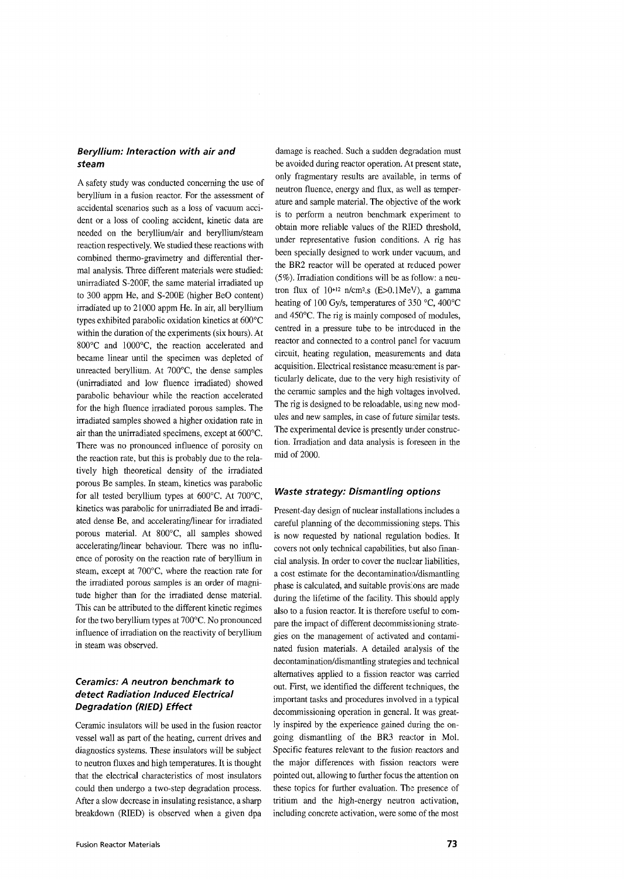### *Beryllium: Interaction with air and steam*

A safety study was conducted concerning the use of beryllium in a fusion reactor. For the assessment of accidental scenarios such as a loss of vacuum accident or a loss of cooling accident, kinetic data are needed on the beryllium/air and beryllium/steam reaction respectively. We studied these reactions with combined thermo-gravimetry and differential thermal analysis. Three different materials were studied: unirradiated S-200F, the same material irradiated up to 300 appm He, and S-200E (higher BeO content) irradiated up to 21000 appm He. In air, all beryllium types exhibited parabolic oxidation kinetics at 600°C within the duration of the experiments (six hours). At 800°C and 1000°C, the reaction accelerated and became linear until the specimen was depleted of unreacted beryllium. At 700°C, the dense samples (unirradiated and low fluence irradiated) showed parabolic behaviour while the reaction accelerated for the high fluence irradiated porous samples. The irradiated samples showed a higher oxidation rate in air than the unirradiated specimens, except at 600°C. There was no pronounced influence of porosity on the reaction rate, but this is probably due to the relatively high theoretical density of the irradiated porous Be samples. In steam, kinetics was parabolic for all tested beryllium types at 600°C. At 700°C, kinetics was parabolic for unirradiated Be and irradiated dense Be, and accelerating/linear for irradiated porous material. At 800°C, all samples showed accelerating/linear behaviour. There was no influence of porosity on the reaction rate of beryllium in steam, except at 700°C, where the reaction rate for the irradiated porous samples is an order of magnitude higher than for the irradiated dense material. This can be attributed to the different kinetic regimes for the two beryllium types at 700°C. No pronounced influence of irradiation on the reactivity of beryllium in steam was observed.

### *Ceramics: A neutron benchmark to detect Radiation Induced Electrical Degradation (RIED) Effect*

Ceramic insulators will be used in the fusion reactor vessel wall as part of the heating, current drives and diagnostics systems. These insulators will be subject to neutron fluxes and high temperatures. It is thought that the electrical characteristics of most insulators could then undergo a two-step degradation process. After a slow decrease in insulating resistance, a sharp breakdown (RIED) is observed when a given dpa damage is reached. Such a sudden degradation must be avoided during reactor operation. At present state, only fragmentary results are available, in terms of neutron fluence, energy and flux, as well as temperature and sample material. The objective of the work is to perform a neutron benchmark experiment to obtain more reliable values of the RIED threshold, under representative fusion conditions. A rig has been specially designed to work under vacuum, and the BR2 reactor will be operated at reduced power (5%). Irradiation conditions will be as follow: a neutron flux of $10^{+12}$ n/cm$^2$.s (E>0.1MeV), a gamma heating of 100 Gy/s, temperatures of 350 °C, 400°C and 450°C. The rig is mainly composed of modules, centred in a pressure tube to be introduced in the reactor and connected to a control panel for vacuum circuit, heating regulation, measurements and data acquisition. Electrical resistance measurement is particularly delicate, due to the very high resistivity of the ceramic samples and the high voltages involved. The rig is designed to be reloadable, using new modules and new samples, in case of future similar tests. The experimental device is presently under construction. Irradiation and data analysis is foreseen in the mid of 2000.

### *Waste strategy: Dismantling options*

Present-day design of nuclear installations includes a careful planning of the decommissioning steps. This is now requested by national regulation bodies. It covers not only technical capabilities, but also financial analysis. In order to cover the nuclear liabilities, a cost estimate for the decontamination/dismantling phase is calculated, and suitable provisions are made during the lifetime of the facility. This should apply also to a fusion reactor. It is therefore useful to compare the impact of different decommissioning strategies on the management of activated and contaminated fusion materials. A detailed analysis of the decontamination/dismantling strategies and technical alternatives applied to a fission reactor was carried out. First, we identified the different techniques, the important tasks and procedures involved in a typical decommissioning operation in general. It was greatly inspired by the experience gained during the ongoing dismantling of the BR3 reactor in Mol. Specific features relevant to the fusion reactors and the major differences with fission reactors were pointed out, allowing to further focus the attention on these topics for further evaluation. The presence of tritium and the high-energy neutron activation, including concrete activation, were some of the most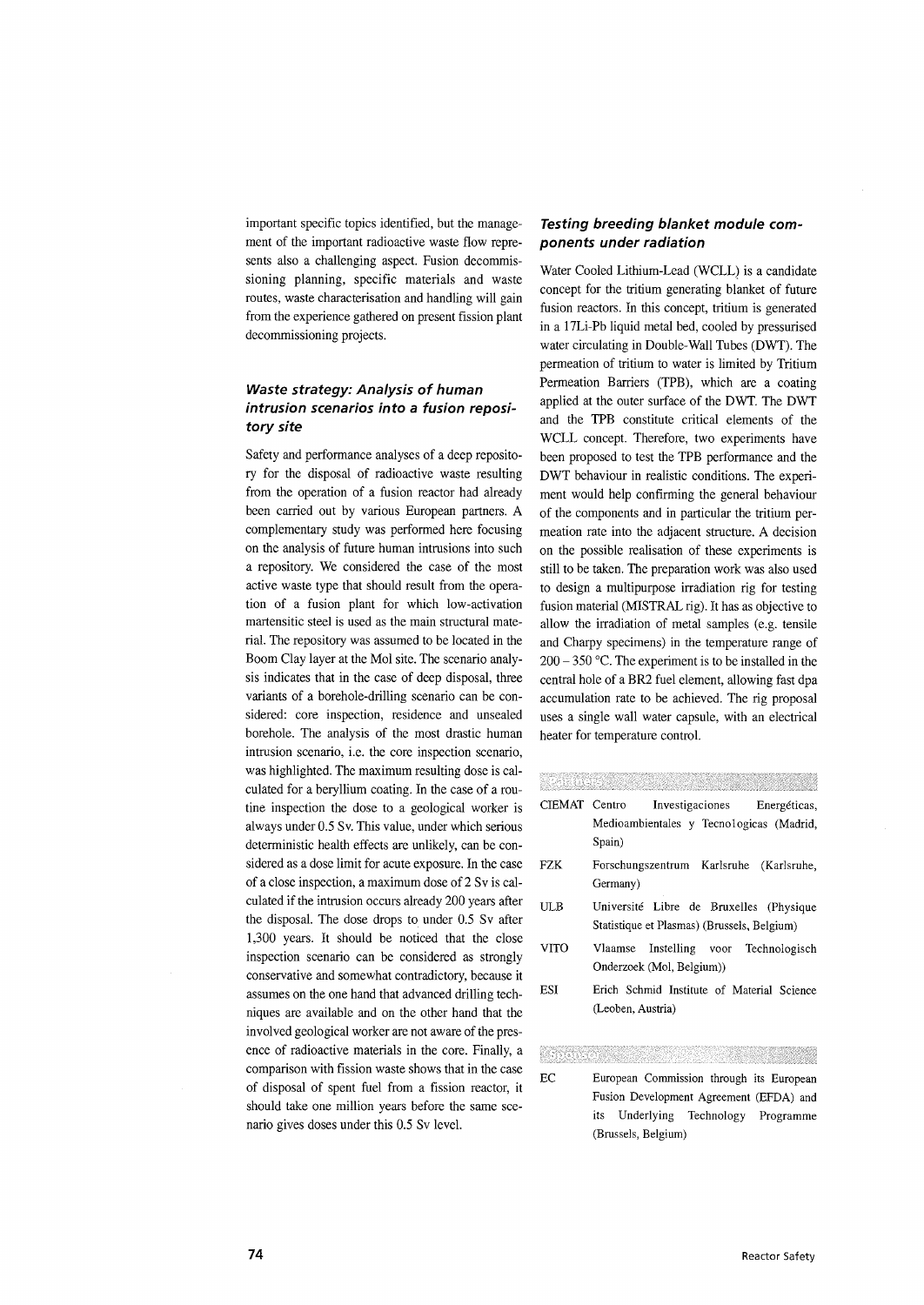important specific topics identified, but the management of the important radioactive waste flow represents also a challenging aspect. Fusion decommissioning planning, specific materials and waste routes, waste characterisation and handling will gain from the experience gathered on present fission plant decommissioning projects.

### Waste strategy: Analysis of human intrusion scenarios into a fusion repository site

Safety and performance analyses of a deep repository for the disposal of radioactive waste resulting from the operation of a fusion reactor had already been carried out by various European partners. A complementary study was performed here focusing on the analysis of future human intrusions into such a repository. We considered the case of the most active waste type that should result from the operation of a fusion plant for which low-activation martensitic steel is used as the main structural material. The repository was assumed to be located in the Boom Clay layer at the Mol site. The scenario analysis indicates that in the case of deep disposal, three variants of a borehole-drilling scenario can be considered: core inspection, residence and unsealed borehole. The analysis of the most drastic human intrusion scenario, i.e. the core inspection scenario, was highlighted. The maximum resulting dose is calculated for a beryllium coating. In the case of a routine inspection the dose to a geological worker is always under 0.5 Sv. This value, under which serious deterministic health effects are unlikely, can be considered as a dose limit for acute exposure. In the case of a close inspection, a maximum dose of 2 Sv is calculated if the intrusion occurs already 200 years after the disposal. The dose drops to under 0.5 Sv after 1,300 years. It should be noticed that the close inspection scenario can be considered as strongly conservative and somewhat contradictory, because it assumes on the one hand that advanced drilling techniques are available and on the other hand that the involved geological worker are not aware of the presence of radioactive materials in the core. Finally, a comparison with fission waste shows that in the case of disposal of spent fuel from a fission reactor, it should take one million years before the same scenario gives doses under this 0.5 Sv level.

### Testing breeding blanket module components under radiation

Water Cooled Lithium-Lead (WCLL) is a candidate concept for the tritium generating blanket of future fusion reactors. In this concept, tritium is generated in a 17Li-Pb liquid metal bed, cooled by pressurised water circulating in Double-Wall Tubes (DWT). The permeation of tritium to water is limited by Tritium Permeation Barriers (TPB), which are a coating applied at the outer surface of the DWT. The DWT and the TPB constitute critical elements of the WCLL concept. Therefore, two experiments have been proposed to test the TPB performance and the DWT behaviour in realistic conditions. The experiment would help confirming the general behaviour of the components and in particular the tritium permeation rate into the adjacent structure. A decision on the possible realisation of these experiments is still to be taken. The preparation work was also used to design a multipurpose irradiation rig for testing fusion material (MISTRAL rig). It has as objective to allow the irradiation of metal samples (e.g. tensile and Charpy specimens) in the temperature range of 200 – 350 °C. The experiment is to be installed in the central hole of a BR2 fuel element, allowing fast dpa accumulation rate to be achieved. The rig proposal uses a single wall water capsule, with an electrical heater for temperature control.

#### Partners

| | |
|---|---|
| CIEMAT | Centro Investigaciones Energéticas, Medioambientales y Tecnologicas (Madrid, Spain) |
| FZK | Forschungszentrum Karlsruhe (Karlsruhe, Germany) |
| ULB | Université Libre de Bruxelles (Physique Statistique et Plasmas) (Brussels, Belgium) |
| VITO | Vlaamse Instelling voor Technologisch Onderzoek (Mol, Belgium)) |
| ESI | Erich Schmid Institute of Material Science (Leoben, Austria) |

#### Sponsor

| | |
|---|---|
| EC | European Commission through its European Fusion Development Agreement (EFDA) and its Underlying Technology Programme (Brussels, Belgium) |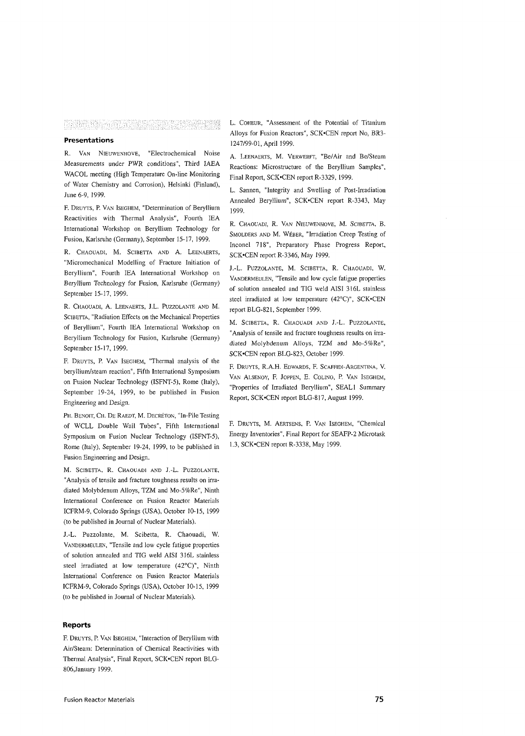## Presentations

R. Van Nieuwenhove, "Electrochemical Noise Measurements under PWR conditions", Third IAEA WACOL meeting (High Temperature On-line Monitoring of Water Chemistry and Corrosion), Helsinki (Finland), June 6-9, 1999.

F. Druyts, P. Van Iseghem, "Determination of Beryllium Reactivities with Thermal Analysis", Fourth IEA International Workshop on Beryllium Technology for Fusion, Karlsruhe (Germany), September 15-17, 1999.

R. Chaouadi, M. Scibetta and A. Leenaerts, "Micromechanical Modelling of Fracture Initiation of Beryllium", Fourth IEA International Workshop on Beryllium Technology for Fusion, Karlsruhe (Germany) September 15-17, 1999.

R. Chaouadi, A. Leenaerts, J.L. Puzzolante and M. Scibetta, "Radiation Effects on the Mechanical Properties of Beryllium", Fourth IEA International Workshop on Beryllium Technology for Fusion, Karlsruhe (Germany) September 15-17, 1999.

F. Druyts, P. Van Iseghem, "Thermal analysis of the beryllium/steam reaction", Fifth International Symposium on Fusion Nuclear Technology (ISFNT-5), Rome (Italy), September 19-24, 1999, to be published in Fusion Engineering and Design.

Ph. Benoit, Ch. De Raedt, M. Decréton, "In-Pile Testing of WCLL Double Wall Tubes", Fifth International Symposium on Fusion Nuclear Technology (ISFNT-5), Rome (Italy), September 19-24, 1999, to be published in Fusion Engineering and Design.

M. Scibetta, R. Chaouadi and J.-L. Puzzolante, "Analysis of tensile and fracture toughness results on irradiated Molybdenum Alloys, TZM and Mo-5%Re", Ninth International Conference on Fusion Reactor Materials ICFRM-9, Colorado Springs (USA), October 10-15, 1999 (to be published in Journal of Nuclear Materials).

J.-L. Puzzolante, M. Scibetta, R. Chaouadi, W. Vandermeulen, "Tensile and low cycle fatigue properties of solution annealed and TIG weld AISI 316L stainless steel irradiated at low temperature (42°C)", Ninth International Conference on Fusion Reactor Materials ICFRM-9, Colorado Springs (USA), October 10-15, 1999 (to be published in Journal of Nuclear Materials).

## Reports

F. Druyts, P. Van Iseghem, "Interaction of Beryllium with Air/Steam: Determination of Chemical Reactivities with Thermal Analysis", Final Report, SCK•CEN report BLG-806,January 1999.

L. Coheur, "Assessment of the Potential of Titanium Alloys for Fusion Reactors", SCK•CEN report No, BR3-1247/99-01, April 1999.

A. Leenaerts, M. Verwerft, "Be/Air and Be/Steam Reactions: Microstructure of the Beryllium Samples", Final Report, SCK•CEN report R-3329, 1999.

L. Sannen, "Integrity and Swelling of Post-Irradiation Annealed Beryllium", SCK•CEN report R-3343, May 1999.

R. Chaouadi, R. Van Nieuwenhove, M. Scibetta, B. Smolders and M. Wéber, "Irradiation Creep Testing of Inconel 718", Preparatory Phase Progress Report, SCK•CEN report R-3346, May 1999.

J.-L. Puzzolante, M. Scibetta, R. Chaouadi, W. Vandermeulen, "Tensile and low cycle fatigue properties of solution annealed and TIG weld AISI 316L stainless steel irradiated at low temperature (42°C)", SCK•CEN report BLG-821, September 1999.

M. Scibetta, R. Chaouadi and J.-L. Puzzolante, "Analysis of tensile and fracture toughness results on irradiated Molybdenum Alloys, TZM and Mo-5%Re", SCK•CEN report BLG-823, October 1999.

F. Druyts, R.A.H. Edwards, F. Scaffidi-Argentina, V. Van Alsenoy, F. Joppen, E. Colino, P. Van Iseghem, "Properties of Irradiated Beryllium", SEAL1 Summary Report, SCK•CEN report BLG-817, August 1999.

F. Druyts, M. Aertsens, P. Van Iseghem, "Chemical Energy Inventories", Final Report for SEAFP-2 Microtask 1.3, SCK•CEN report R-3338, May 1999.